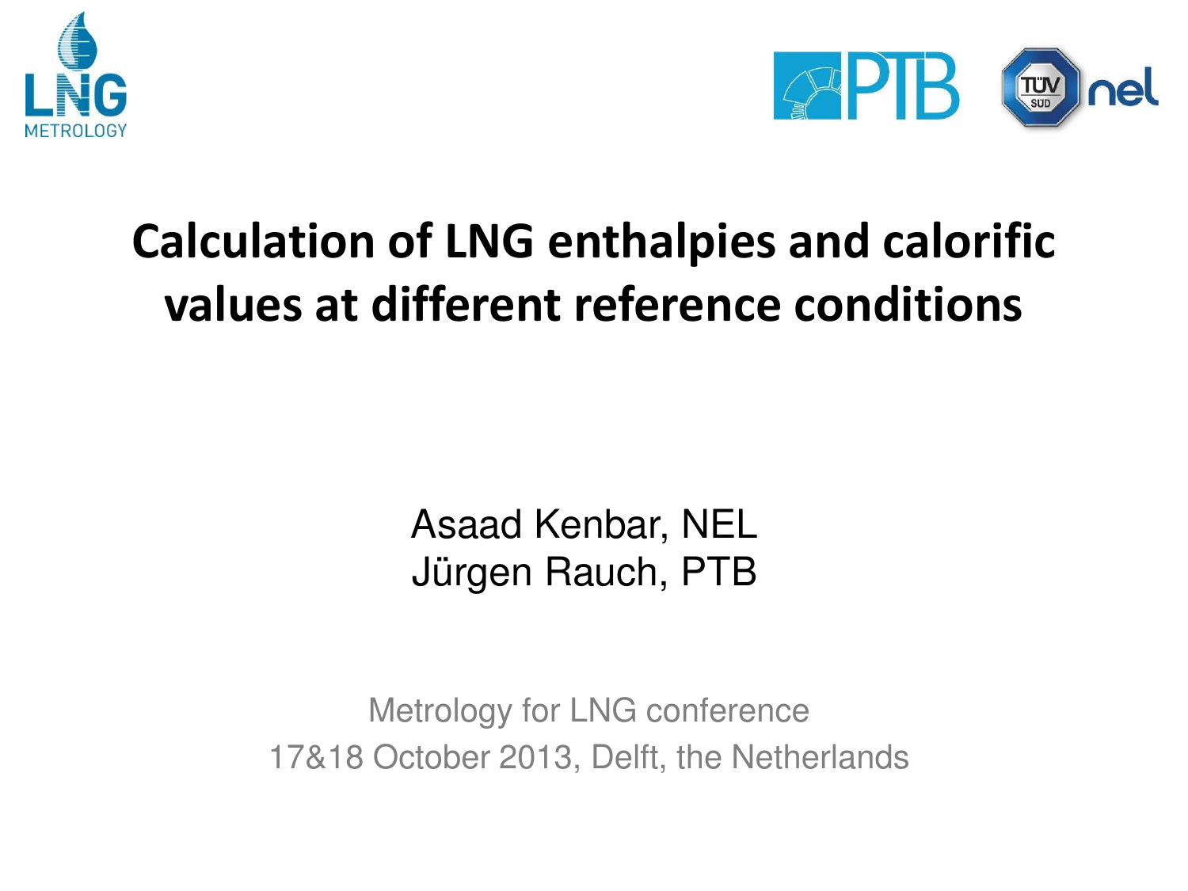# Calculation of LNG enthalpies and calorific values at different reference conditions

Asaad Kenbar, NEL
Jürgen Rauch, PTB

Metrology for LNG conference
17&18 October 2013, Delft, the Netherlands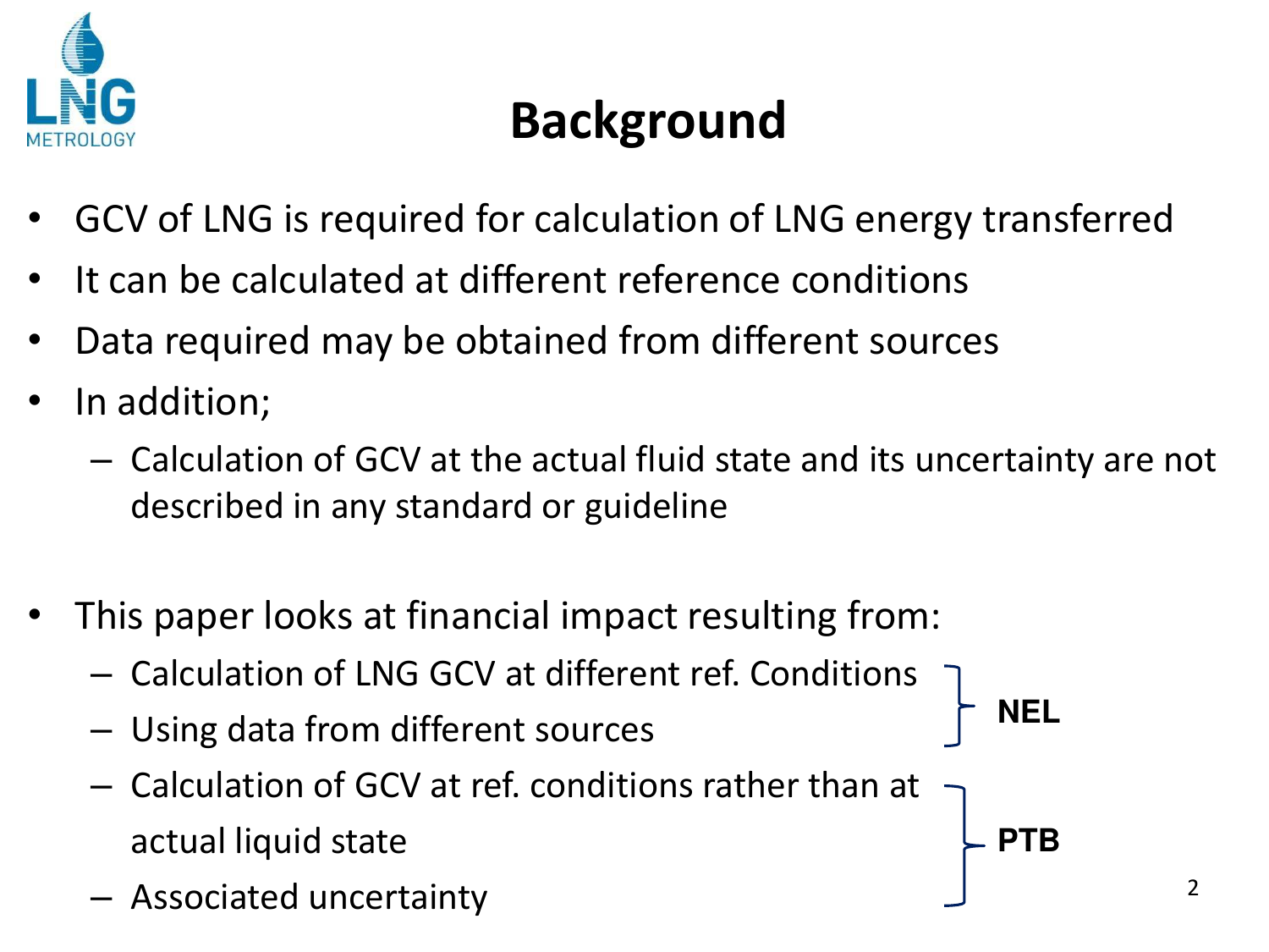# Background

- GCV of LNG is required for calculation of LNG energy transferred
- It can be calculated at different reference conditions
- Data required may be obtained from different sources
- In addition;
  - Calculation of GCV at the actual fluid state and its uncertainty are not described in any standard or guideline

- This paper looks at financial impact resulting from:
  - Calculation of LNG GCV at different ref. Conditions
  - Using data from different sources

    } **NEL**

  - Calculation of GCV at ref. conditions rather than at actual liquid state
  - Associated uncertainty

    } **PTB**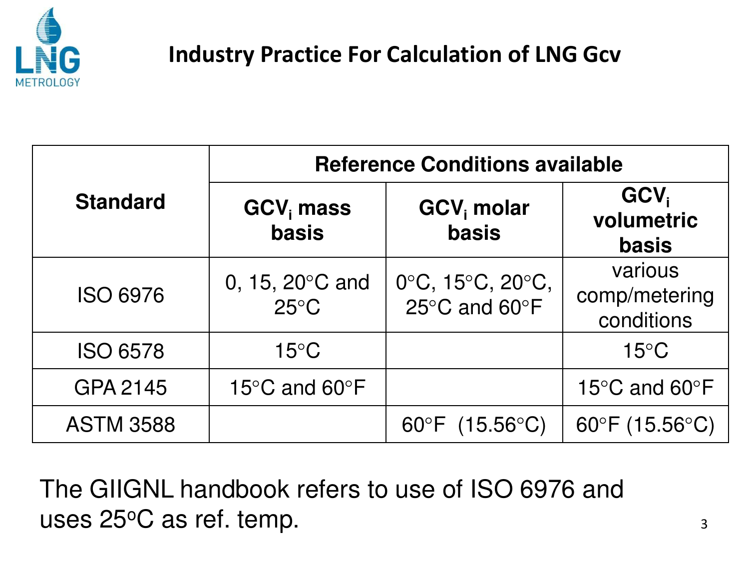# Industry Practice For Calculation of LNG Gcv

| Standard | Reference Conditions available | | |
|---|---|---|---|
| | **$GCV_i$ mass basis** | **$GCV_i$ molar basis** | **$GCV_i$ volumetric basis** |
| ISO 6976 | 0, 15, 20°C and 25°C | 0°C, 15°C, 20°C, 25°C and 60°F | various comp/metering conditions |
| ISO 6578 | 15°C | | 15°C |
| GPA 2145 | 15°C and 60°F | | 15°C and 60°F |
| ASTM 3588 | | 60°F (15.56°C) | 60°F (15.56°C) |

The GIIGNL handbook refers to use of ISO 6976 and uses 25°C as ref. temp.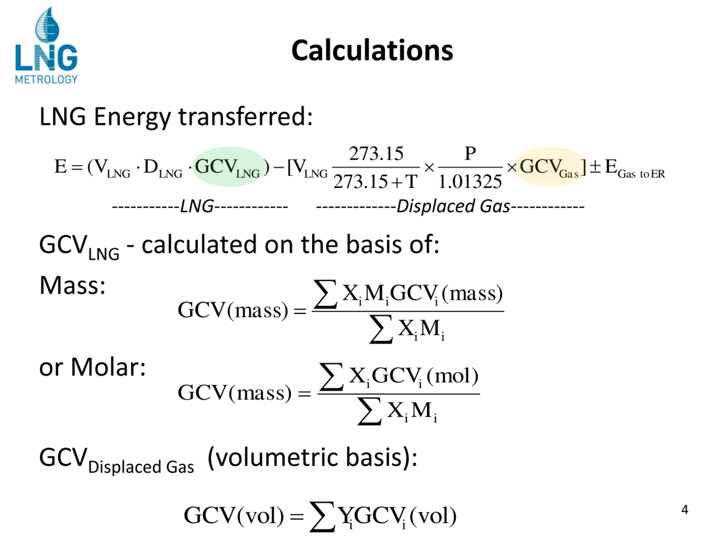# Calculations

LNG Energy transferred:

$$E = (V_{LNG} \cdot D_{LNG} \cdot GCV_{LNG}) - [V_{LNG} \frac{273.15}{273.15 + T} \times \frac{P}{1.01325} \times GCV_{Gas}] \pm E_{Gas\ to\ ER}$$

-----------*LNG*------------ -------------*Displaced Gas*------------

$GCV_{LNG}$ - calculated on the basis of:

Mass:

$$GCV(mass) = \frac{\sum X_i M_i GCV_i(mass)}{\sum X_i M_i}$$

or Molar:

$$GCV(mass) = \frac{\sum X_i GCV_i(mol)}{\sum X_i M_i}$$

$GCV_{Displaced\ Gas}$ (volumetric basis):

$$GCV(vol) = \sum Y_i GCV_i(vol)$$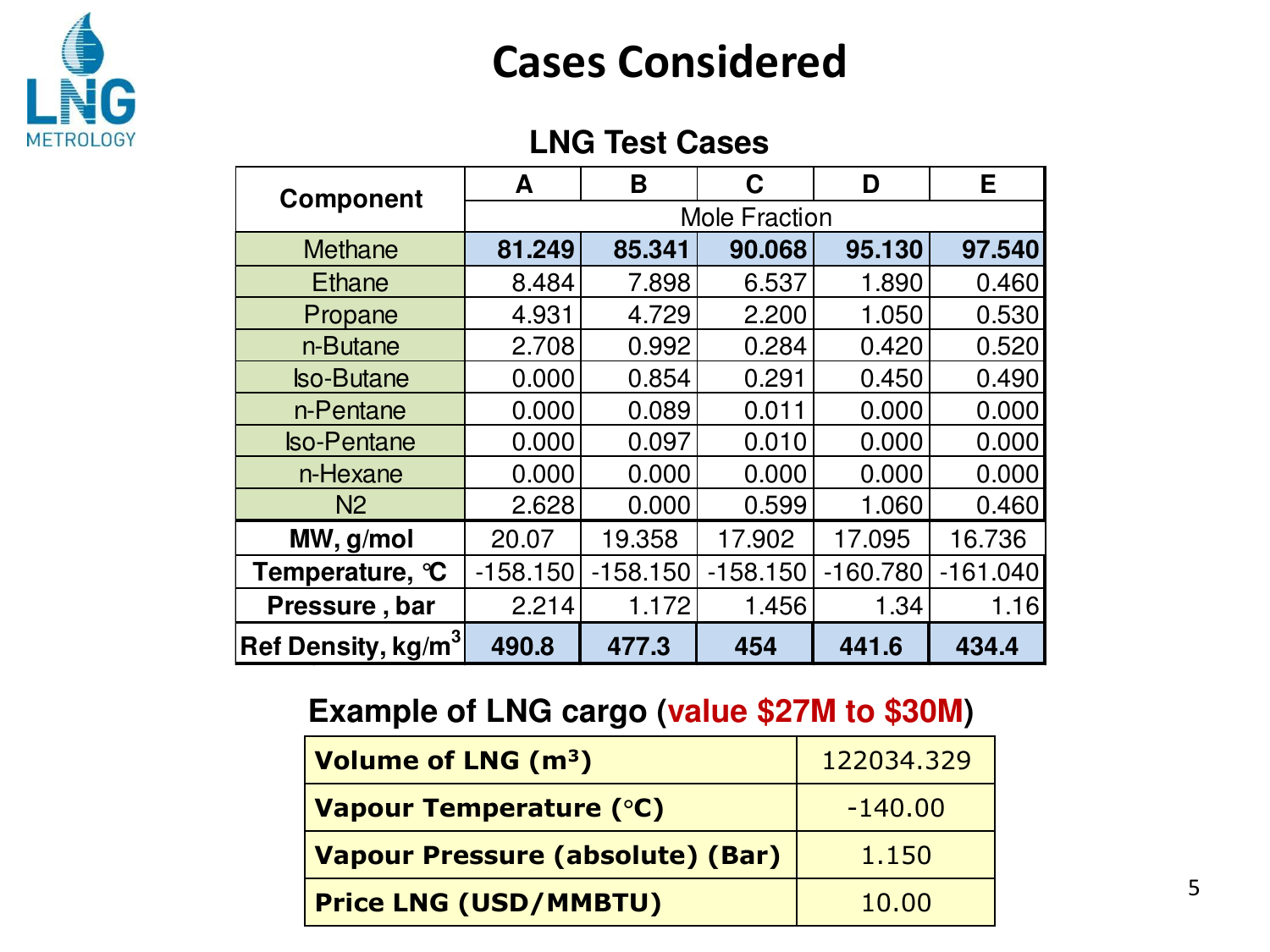# Cases Considered

## LNG Test Cases

| Component | A | B | C | D | E |
|---|---|---|---|---|---|
| | Mole Fraction | | | | |
| Methane | **81.249** | **85.341** | **90.068** | **95.130** | **97.540** |
| Ethane | 8.484 | 7.898 | 6.537 | 1.890 | 0.460 |
| Propane | 4.931 | 4.729 | 2.200 | 1.050 | 0.530 |
| n-Butane | 2.708 | 0.992 | 0.284 | 0.420 | 0.520 |
| Iso-Butane | 0.000 | 0.854 | 0.291 | 0.450 | 0.490 |
| n-Pentane | 0.000 | 0.089 | 0.011 | 0.000 | 0.000 |
| Iso-Pentane | 0.000 | 0.097 | 0.010 | 0.000 | 0.000 |
| n-Hexane | 0.000 | 0.000 | 0.000 | 0.000 | 0.000 |
| N2 | 2.628 | 0.000 | 0.599 | 1.060 | 0.460 |
| **MW, g/mol** | 20.07 | 19.358 | 17.902 | 17.095 | 16.736 |
| **Temperature, °C** | -158.150 | -158.150 | -158.150 | -160.780 | -161.040 |
| **Pressure , bar** | 2.214 | 1.172 | 1.456 | 1.34 | 1.16 |
| **Ref Density, kg/m$^3$** | **490.8** | **477.3** | **454** | **441.6** | **434.4** |

## Example of LNG cargo (value $27M to $30M)

| | |
|---|---|
| **Volume of LNG (m³)** | 122034.329 |
| **Vapour Temperature (°C)** | -140.00 |
| **Vapour Pressure (absolute) (Bar)** | 1.150 |
| **Price LNG (USD/MMBTU)** | 10.00 |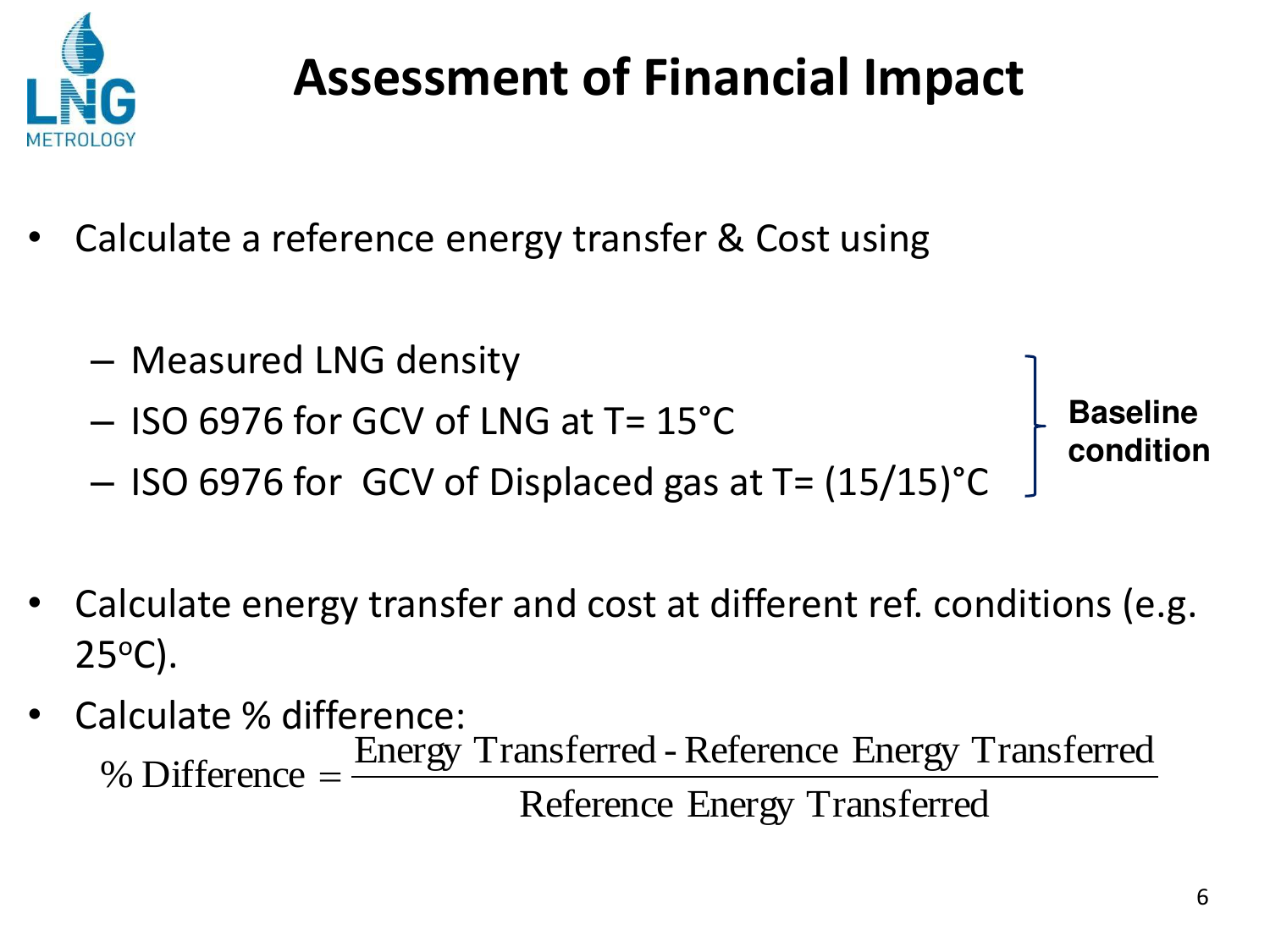# Assessment of Financial Impact

- Calculate a reference energy transfer & Cost using
  - Measured LNG density
  - ISO 6976 for GCV of LNG at T= 15°C
  - ISO 6976 for GCV of Displaced gas at T= (15/15)°C

  **Baseline condition**

- Calculate energy transfer and cost at different ref. conditions (e.g. 25°C).
- Calculate % difference:

$$\%\ \text{Difference} = \frac{\text{Energy Transferred} - \text{Reference Energy Transferred}}{\text{Reference Energy Transferred}}$$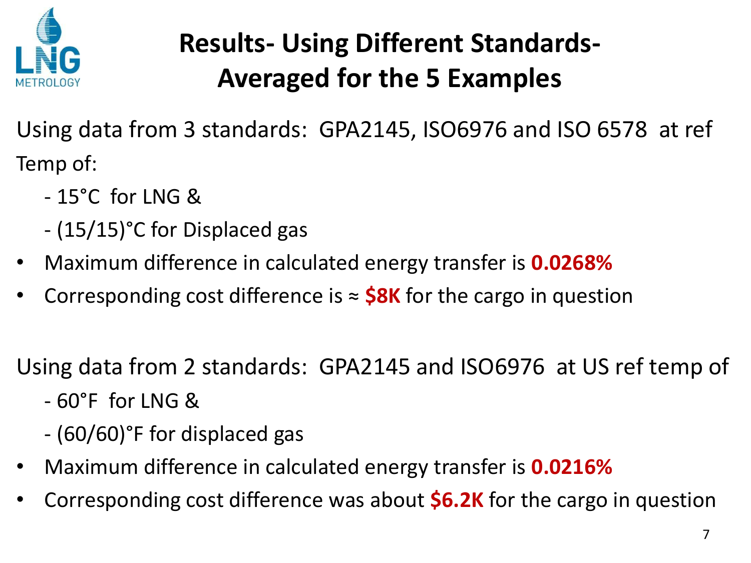# Results- Using Different Standards- Averaged for the 5 Examples

Using data from 3 standards: GPA2145, ISO6976 and ISO 6578 at ref Temp of:

- 15°C for LNG &
- (15/15)°C for Displaced gas

- Maximum difference in calculated energy transfer is **0.0268%**
- Corresponding cost difference is ≈ **$8K** for the cargo in question

Using data from 2 standards: GPA2145 and ISO6976 at US ref temp of

- 60°F for LNG &
- (60/60)°F for displaced gas

- Maximum difference in calculated energy transfer is **0.0216%**
- Corresponding cost difference was about **$6.2K** for the cargo in question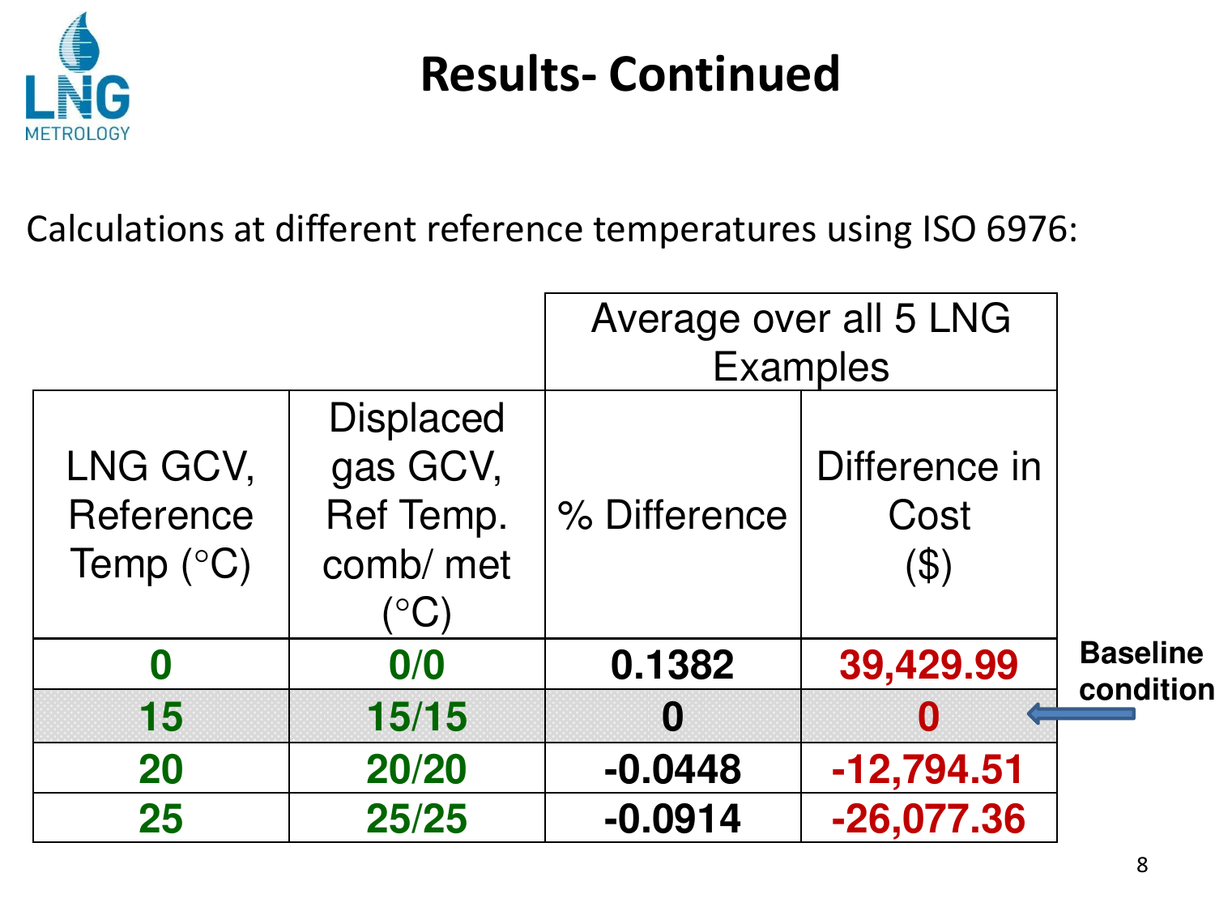# Results- Continued

Calculations at different reference temperatures using ISO 6976:

| LNG GCV, Reference Temp (°C) | Displaced gas GCV, Ref Temp. comb/ met (°C) | Average over all 5 LNG Examples | |
|---|---|---|---|
| | | % Difference | Difference in Cost ($) |
| **0** | **0/0** | **0.1382** | **39,429.99** |
| **15** | **15/15** | **0** | **0** |
| **20** | **20/20** | **-0.0448** | **-12,794.51** |
| **25** | **25/25** | **-0.0914** | **-26,077.36** |

**Baseline condition** (15 / 15/15)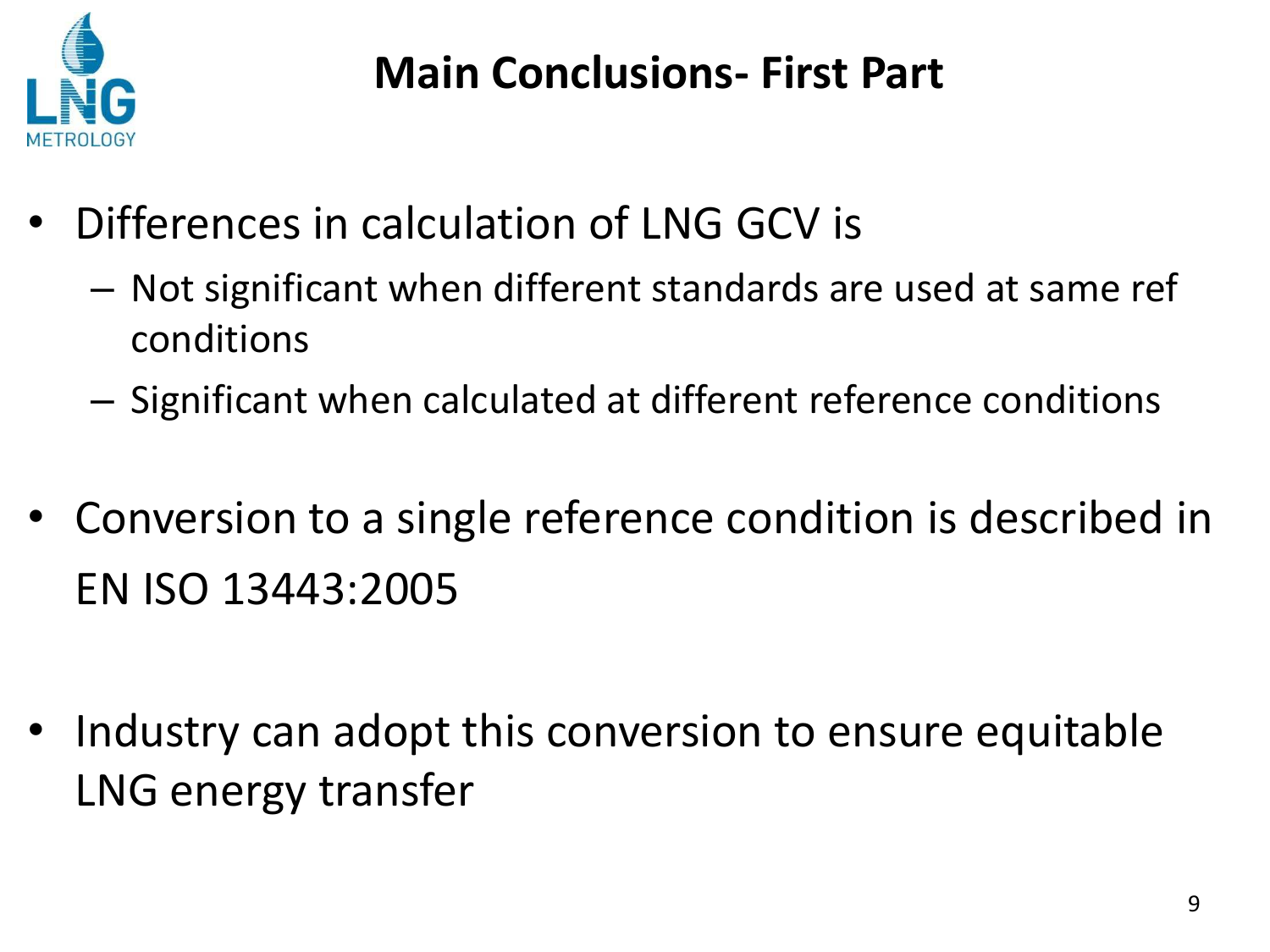# Main Conclusions- First Part

- Differences in calculation of LNG GCV is
  - Not significant when different standards are used at same ref conditions
  - Significant when calculated at different reference conditions

- Conversion to a single reference condition is described in EN ISO 13443:2005

- Industry can adopt this conversion to ensure equitable LNG energy transfer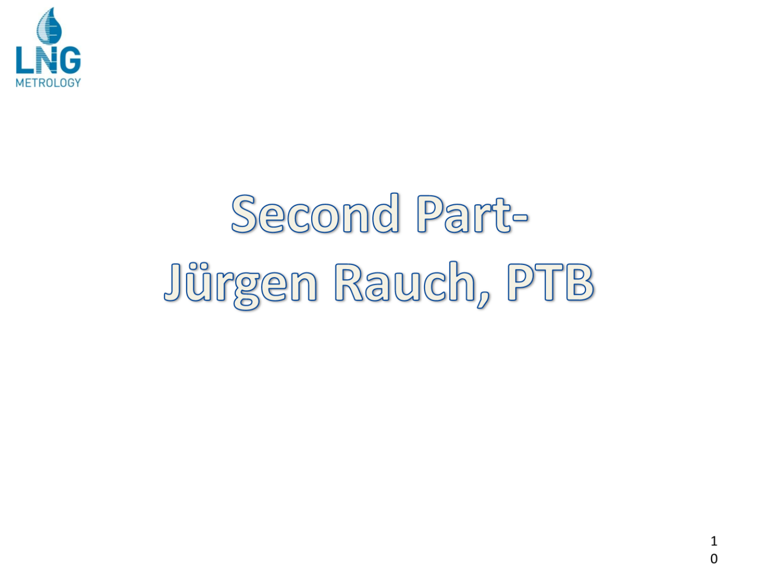# Second Part-

# Jürgen Rauch, PTB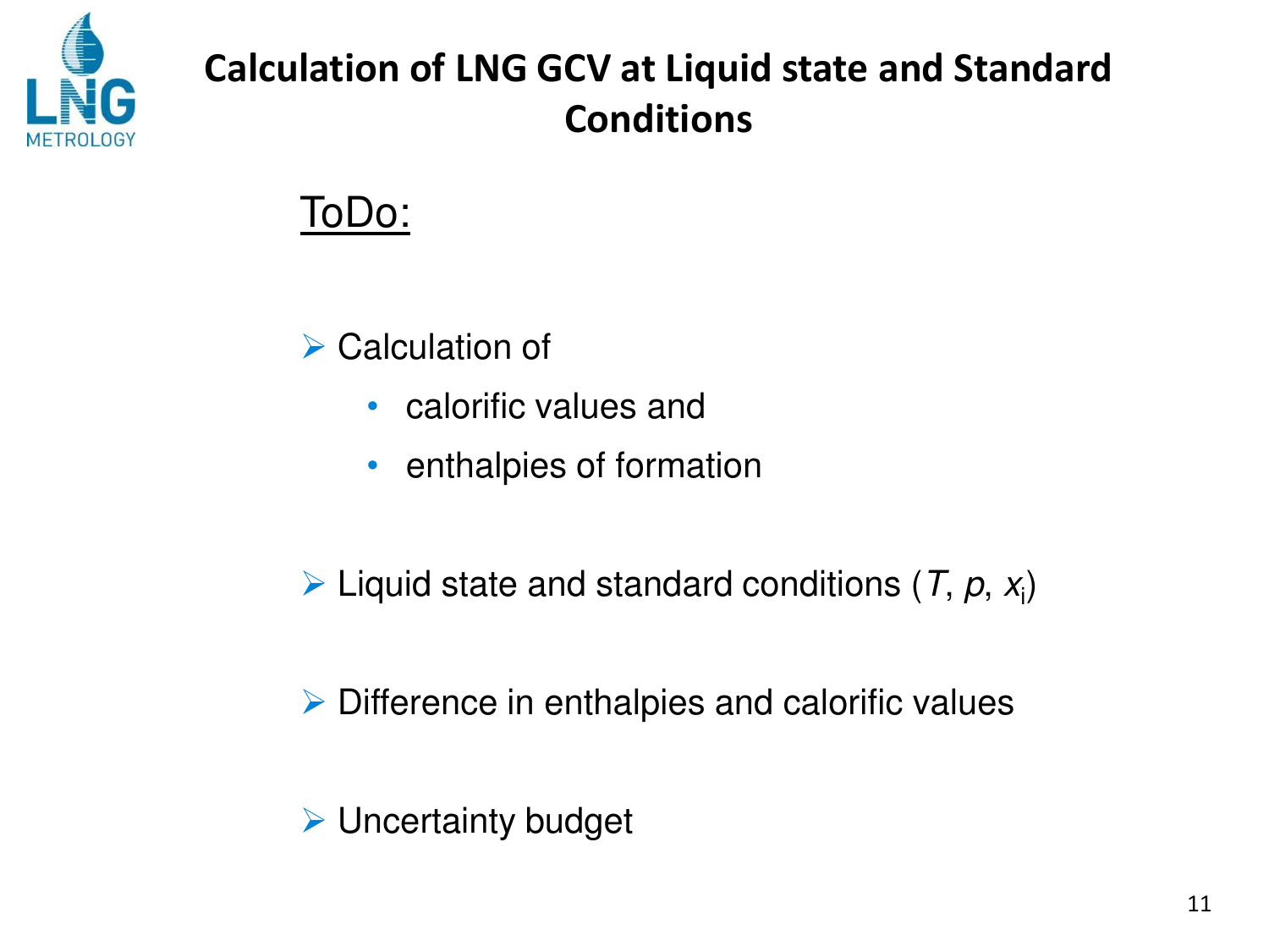# Calculation of LNG GCV at Liquid state and Standard Conditions

<u>ToDo:</u>

- Calculation of
  - calorific values and
  - enthalpies of formation
- Liquid state and standard conditions ($T$, $p$, $x_i$)
- Difference in enthalpies and calorific values
- Uncertainty budget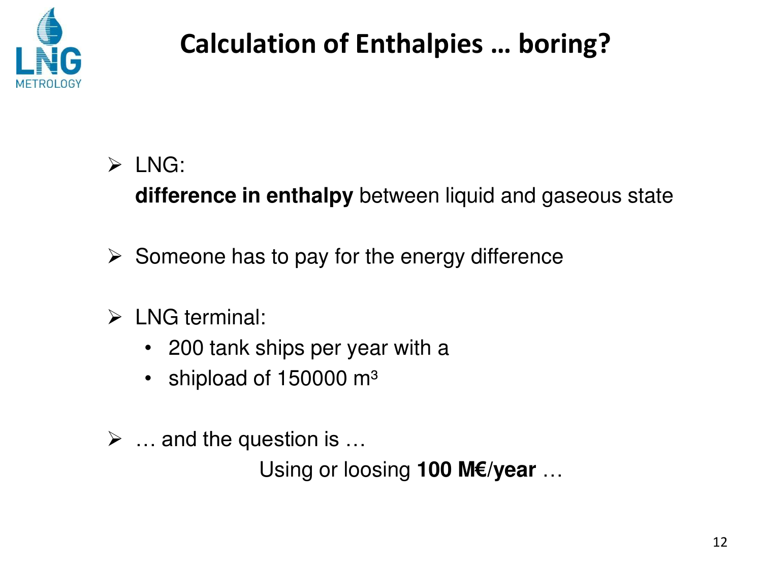# Calculation of Enthalpies … boring?

- LNG:
  **difference in enthalpy** between liquid and gaseous state

- Someone has to pay for the energy difference

- LNG terminal:
  - 200 tank ships per year with a
  - shipload of 150000 m³

- … and the question is …
  Using or loosing **100 M€/year** …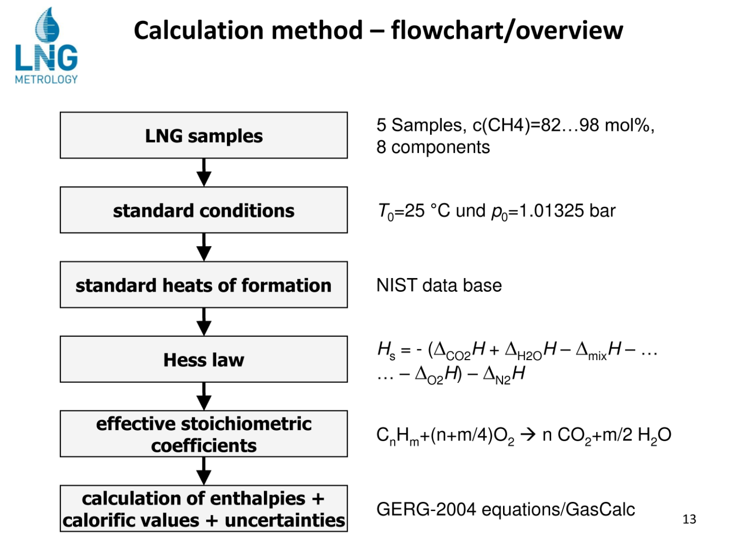# Calculation method – flowchart/overview

| Step | Details |
| --- | --- |
| **LNG samples** | 5 Samples, c(CH4)=82…98 mol%, 8 components |
| **standard conditions** | $T_0$=25 °C und $p_0$=1.01325 bar |
| **standard heats of formation** | NIST data base |
| **Hess law** | $H_s = -(\Delta_{CO2}H + \Delta_{H2O}H - \Delta_{mix}H - \ldots$ $\ldots - \Delta_{O2}H) - \Delta_{N2}H$ |
| **effective stoichiometric coefficients** | $C_nH_m + (n+m/4)O_2 \rightarrow n\ CO_2 + m/2\ H_2O$ |
| **calculation of enthalpies + calorific values + uncertainties** | GERG-2004 equations/GasCalc |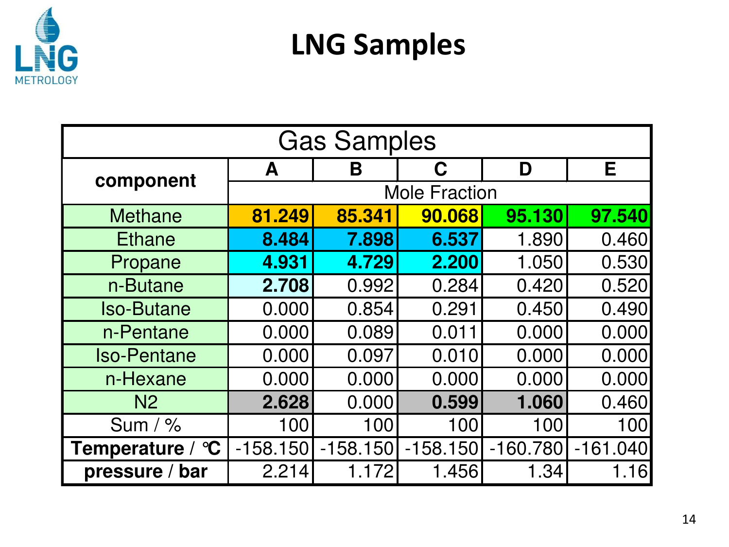# LNG Samples

| Gas Samples | | | | | |
|---|---|---|---|---|---|
| **component** | **A** | **B** | **C** | **D** | **E** |
| | Mole Fraction | | | | |
| Methane | **81.249** | **85.341** | **90.068** | **95.130** | **97.540** |
| Ethane | **8.484** | **7.898** | **6.537** | 1.890 | 0.460 |
| Propane | **4.931** | **4.729** | **2.200** | 1.050 | 0.530 |
| n-Butane | **2.708** | 0.992 | 0.284 | 0.420 | 0.520 |
| Iso-Butane | 0.000 | 0.854 | 0.291 | 0.450 | 0.490 |
| n-Pentane | 0.000 | 0.089 | 0.011 | 0.000 | 0.000 |
| Iso-Pentane | 0.000 | 0.097 | 0.010 | 0.000 | 0.000 |
| n-Hexane | 0.000 | 0.000 | 0.000 | 0.000 | 0.000 |
| $N_2$ | **2.628** | 0.000 | **0.599** | **1.060** | 0.460 |
| Sum / % | 100 | 100 | 100 | 100 | 100 |
| **Temperature** / ℃ | -158.150 | -158.150 | -158.150 | -160.780 | -161.040 |
| **pressure** / **bar** | 2.214 | 1.172 | 1.456 | 1.34 | 1.16 |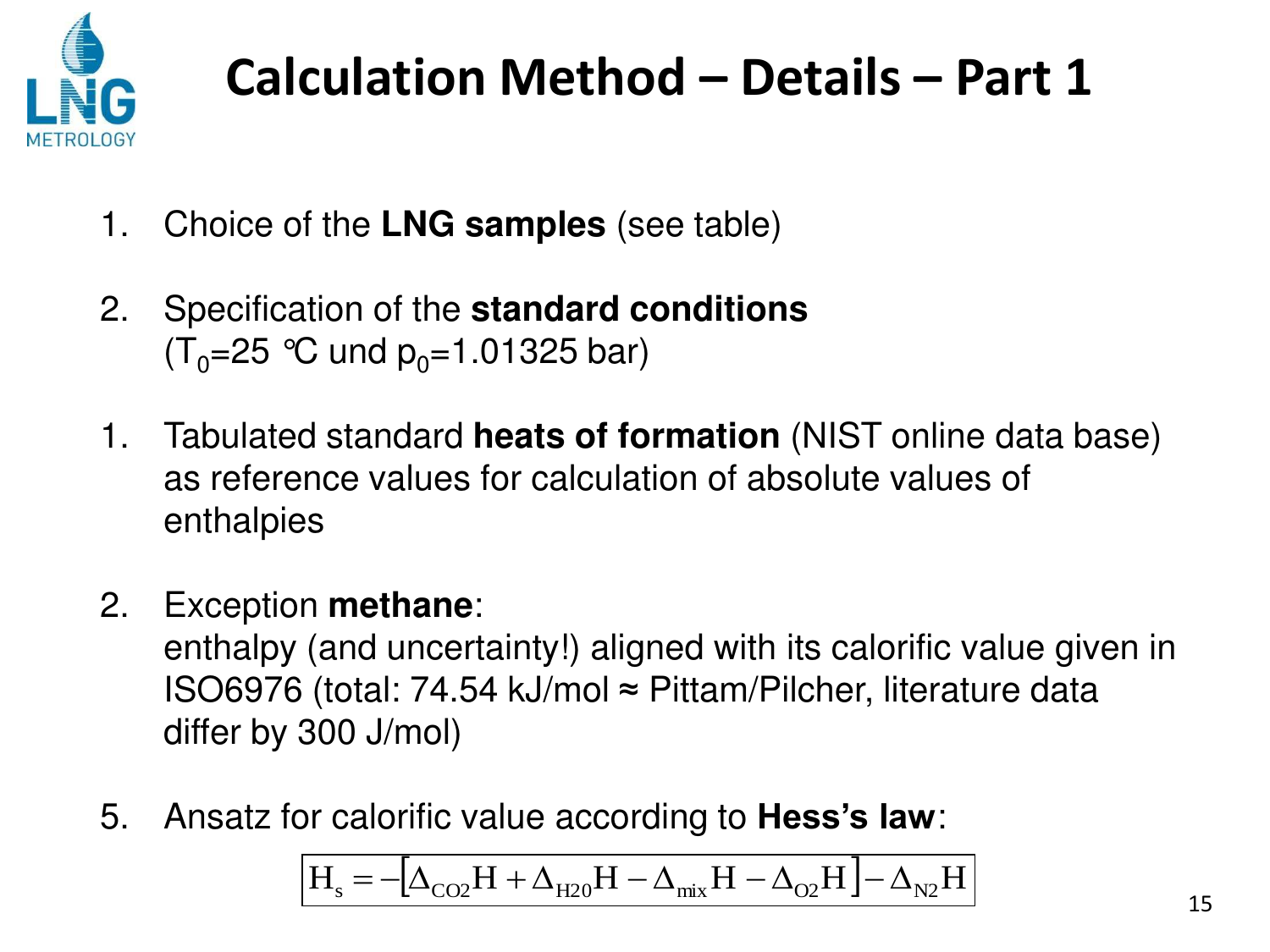# Calculation Method – Details – Part 1

1. Choice of the **LNG samples** (see table)

2. Specification of the **standard conditions** ($T_0$=25 °C und $p_0$=1.01325 bar)

1. Tabulated standard **heats of formation** (NIST online data base) as reference values for calculation of absolute values of enthalpies

2. Exception **methane**:
   enthalpy (and uncertainty!) aligned with its calorific value given in ISO6976 (total: 74.54 kJ/mol ≈ Pittam/Pilcher, literature data differ by 300 J/mol)

5. Ansatz for calorific value according to **Hess's law**:

$$H_s = -\left[\Delta_{CO2}H + \Delta_{H20}H - \Delta_{mix}H - \Delta_{O2}H\right] - \Delta_{N2}H$$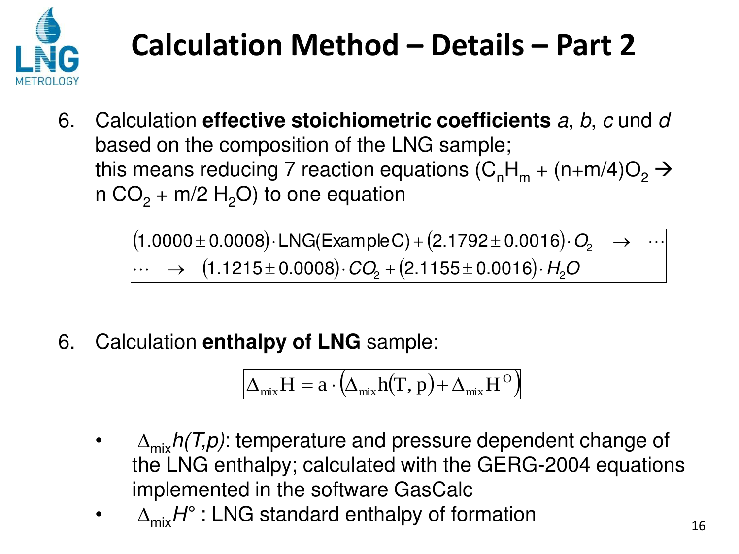# Calculation Method – Details – Part 2

6. Calculation **effective stoichiometric coefficients** *a*, *b*, *c* und *d* based on the composition of the LNG sample; this means reducing 7 reaction equations ($C_nH_m + (n+m/4)O_2 \rightarrow n\, CO_2 + m/2\, H_2O$) to one equation

$$
\begin{aligned}
&(1.0000 \pm 0.0008) \cdot \text{LNG(Example C)} + (2.1792 \pm 0.0016) \cdot O_2 \quad \rightarrow \quad \cdots \\
&\cdots \quad \rightarrow \quad (1.1215 \pm 0.0008) \cdot CO_2 + (2.1155 \pm 0.0016) \cdot H_2O
\end{aligned}
$$

6. Calculation **enthalpy of LNG** sample:

$$
\Delta_{\text{mix}} \mathrm{H} = \mathrm{a} \cdot \left( \Delta_{\text{mix}} \mathrm{h}(\mathrm{T}, \mathrm{p}) + \Delta_{\text{mix}} \mathrm{H}^{\mathrm{O}} \right)
$$

- $\Delta_{mix}h(T,p)$: temperature and pressure dependent change of the LNG enthalpy; calculated with the GERG-2004 equations implemented in the software GasCalc
- $\Delta_{mix}H°$ : LNG standard enthalpy of formation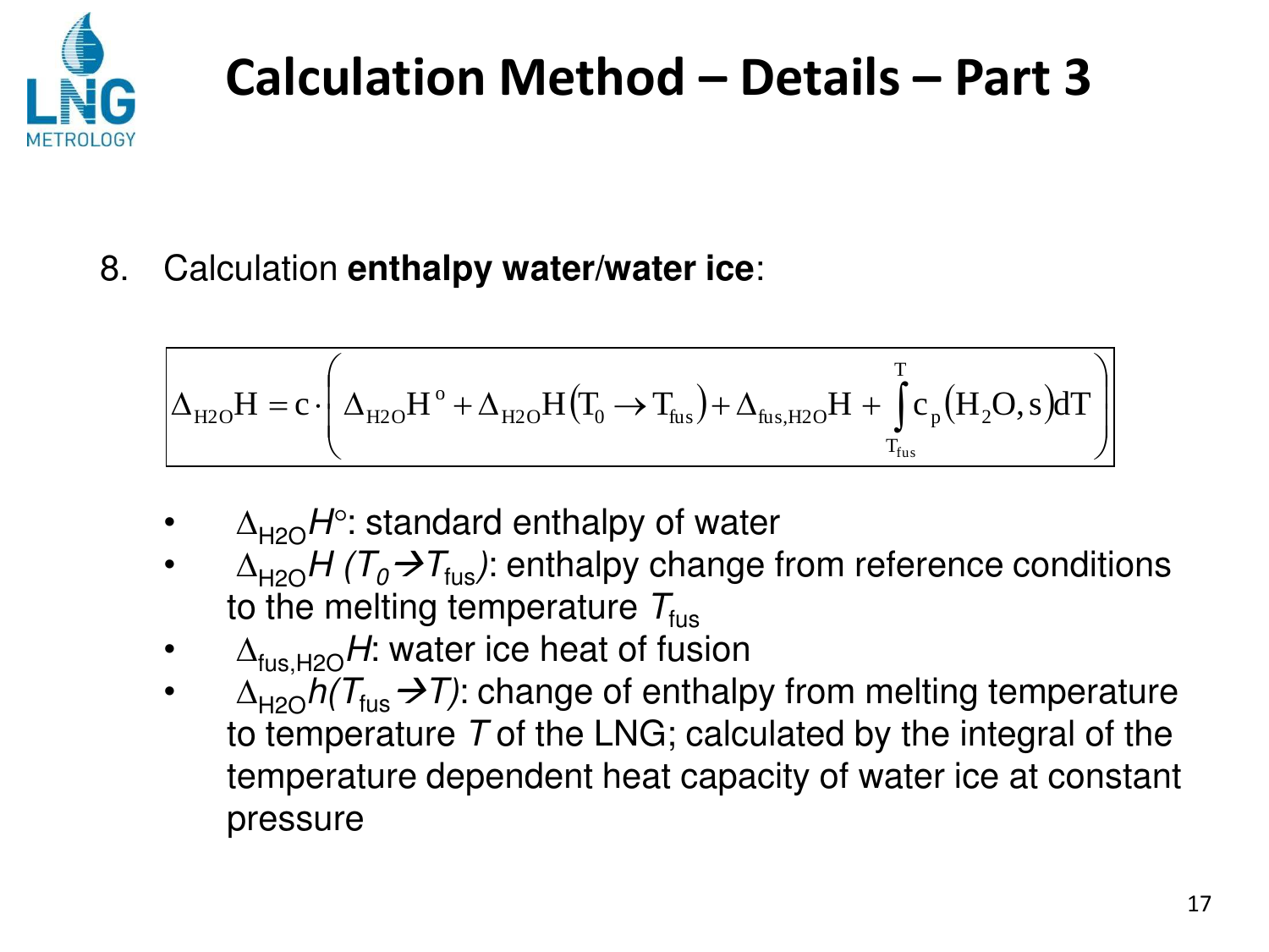# Calculation Method – Details – Part 3

8. Calculation **enthalpy water/water ice**:

$$\Delta_{H2O}H = c \cdot \left( \Delta_{H2O}H^{o} + \Delta_{H2O}H\left(T_0 \rightarrow T_{fus}\right) + \Delta_{fus,H2O}H + \int_{T_{fus}}^{T} c_p\left(H_2O, s\right) dT \right)$$

- $\Delta_{H2O}H^{\circ}$: standard enthalpy of water
- $\Delta_{H2O}H\ (T_0 \rightarrow T_{fus})$: enthalpy change from reference conditions to the melting temperature $T_{fus}$
- $\Delta_{fus,H2O}H$: water ice heat of fusion
- $\Delta_{H2O}h(T_{fus} \rightarrow T)$: change of enthalpy from melting temperature to temperature $T$ of the LNG; calculated by the integral of the temperature dependent heat capacity of water ice at constant pressure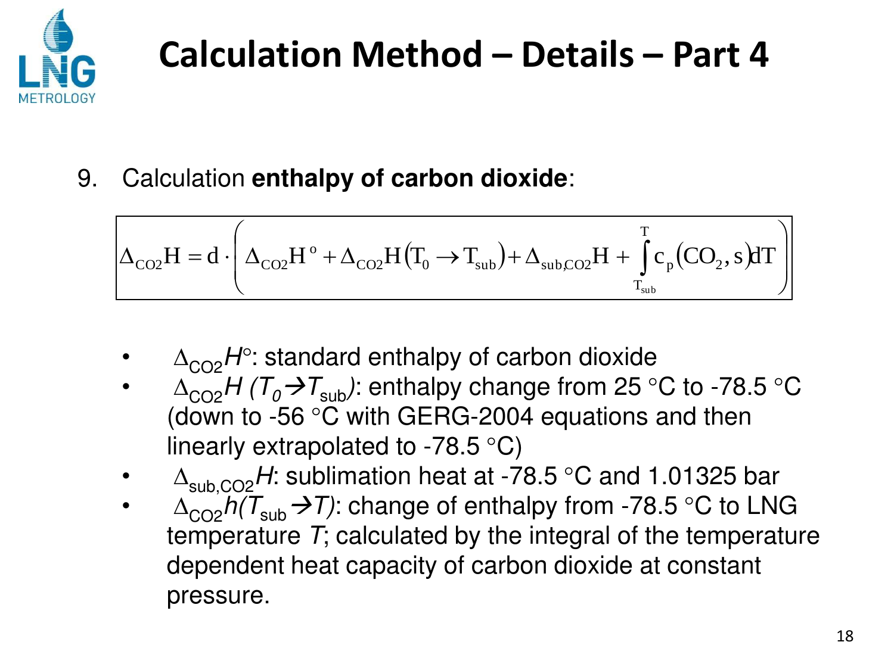# Calculation Method – Details – Part 4

9. Calculation **enthalpy of carbon dioxide**:

$$\Delta_{CO2}H = d \cdot \left( \Delta_{CO2}H^{o} + \Delta_{CO2}H\left(T_0 \rightarrow T_{sub}\right) + \Delta_{sub,CO2}H + \int_{T_{sub}}^{T} c_p\left(CO_2, s\right) dT \right)$$

- $\Delta_{CO2}H^{\circ}$: standard enthalpy of carbon dioxide
- $\Delta_{CO2}H\ (T_0 \rightarrow T_{sub})$: enthalpy change from 25 °C to -78.5 °C (down to -56 °C with GERG-2004 equations and then linearly extrapolated to -78.5 °C)
- $\Delta_{sub,CO2}H$: sublimation heat at -78.5 °C and 1.01325 bar
- $\Delta_{CO2}h(T_{sub} \rightarrow T)$: change of enthalpy from -78.5 °C to LNG temperature $T$; calculated by the integral of the temperature dependent heat capacity of carbon dioxide at constant pressure.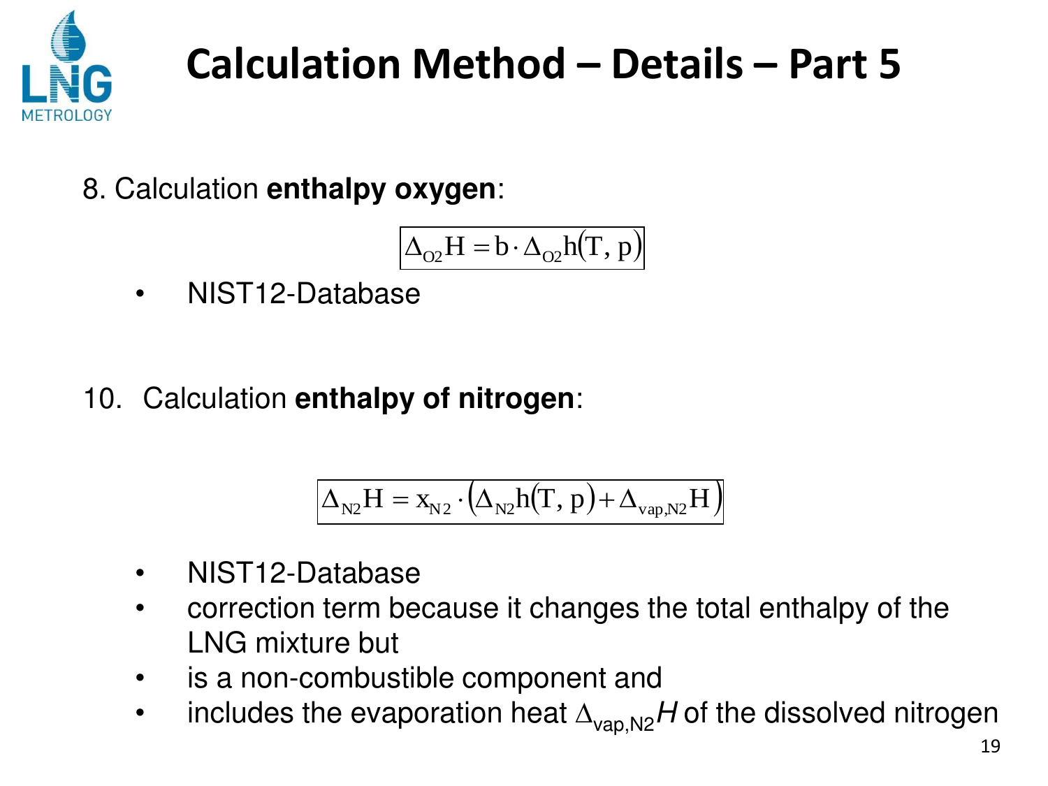# Calculation Method – Details – Part 5

8. Calculation **enthalpy oxygen**:

$$\Delta_{O2}H = b \cdot \Delta_{O2}h(T, p)$$

- NIST12-Database

10. Calculation **enthalpy of nitrogen**:

$$\Delta_{N2}H = x_{N2} \cdot \left(\Delta_{N2}h(T, p) + \Delta_{vap,N2}H\right)$$

- NIST12-Database
- correction term because it changes the total enthalpy of the LNG mixture but
- is a non-combustible component and
- includes the evaporation heat $\Delta_{vap,N2}H$ of the dissolved nitrogen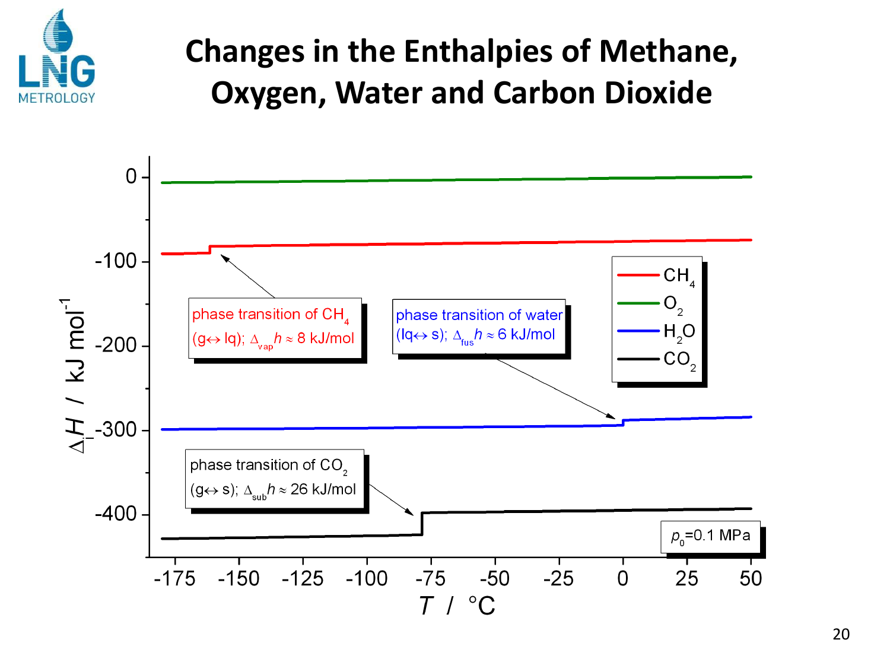# Changes in the Enthalpies of Methane, Oxygen, Water and Carbon Dioxide

phase transition of $CH_4$ (g↔ lq); $\Delta_{vap}h \approx 8$ kJ/mol

phase transition of water (lq↔ s); $\Delta_{fus}h \approx 6$ kJ/mol

phase transition of $CO_2$ (g↔ s); $\Delta_{sub}h \approx 26$ kJ/mol

Legend: $CH_4$, $O_2$, $H_2O$, $CO_2$

$p_0$=0.1 MPa

y-axis: $\Delta_i H$ / kJ mol$^{-1}$ (0 to -400)

x-axis: $T$ / °C (-175 to 50)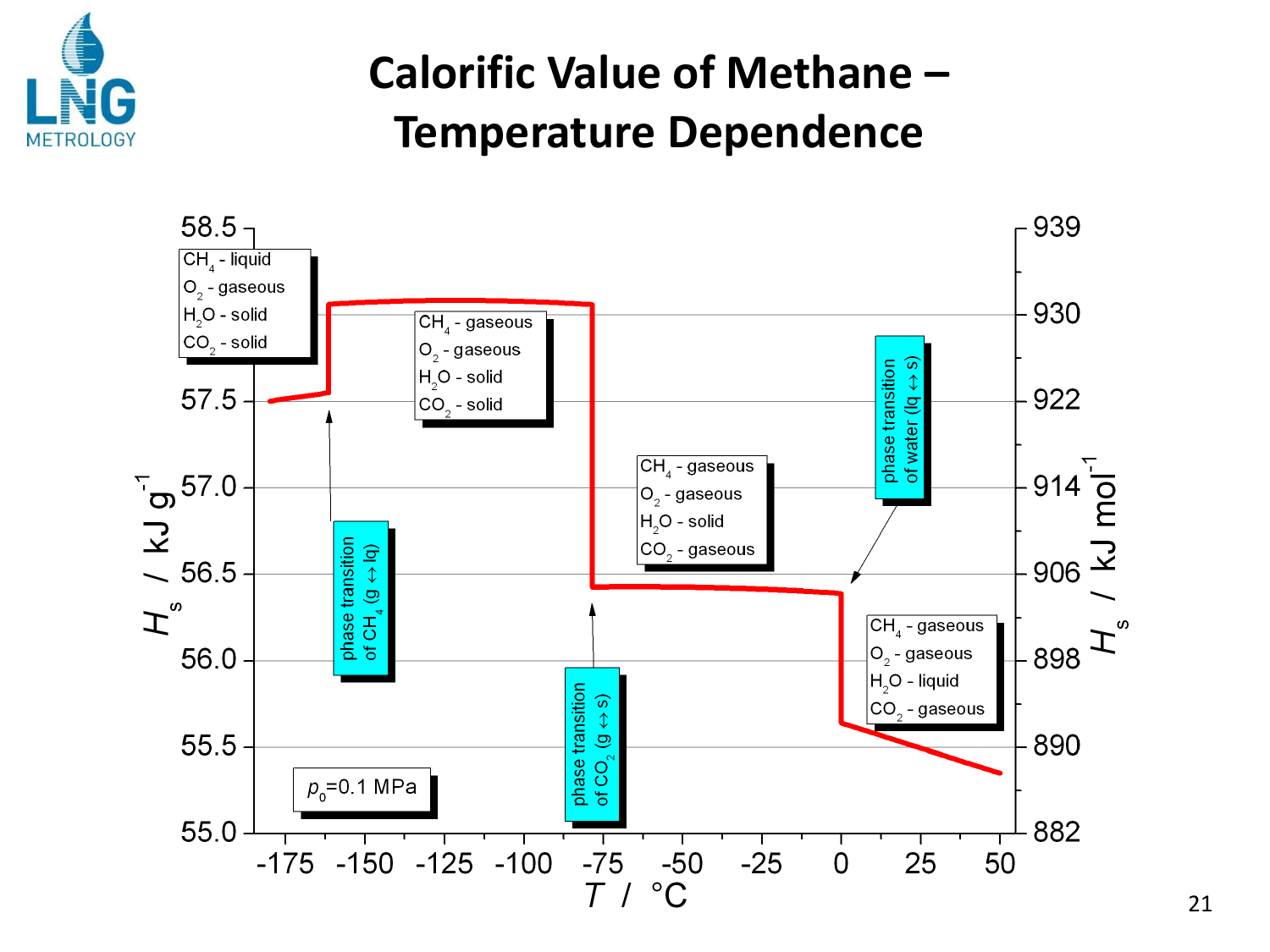# Calorific Value of Methane – Temperature Dependence

| Label | $CH_4$ | $O_2$ | $H_2O$ | $CO_2$ |
|---|---|---|---|---|
| (from −175 °C) | liquid | gaseous | solid | solid |
| (after phase transition of $CH_4$ (g ↔ lq)) | gaseous | gaseous | solid | solid |
| (after phase transition of $CO_2$ (g ↔ s)) | gaseous | gaseous | solid | gaseous |
| (after phase transition of water (lq ↔ s)) | gaseous | gaseous | liquid | gaseous |

$p_0$=0.1 MPa

Axes: $H_s$ / kJ g$^{-1}$ (55.0 – 58.5); $H_s$ / kJ mol$^{-1}$ (882 – 939); $T$ / °C (−175 – 50)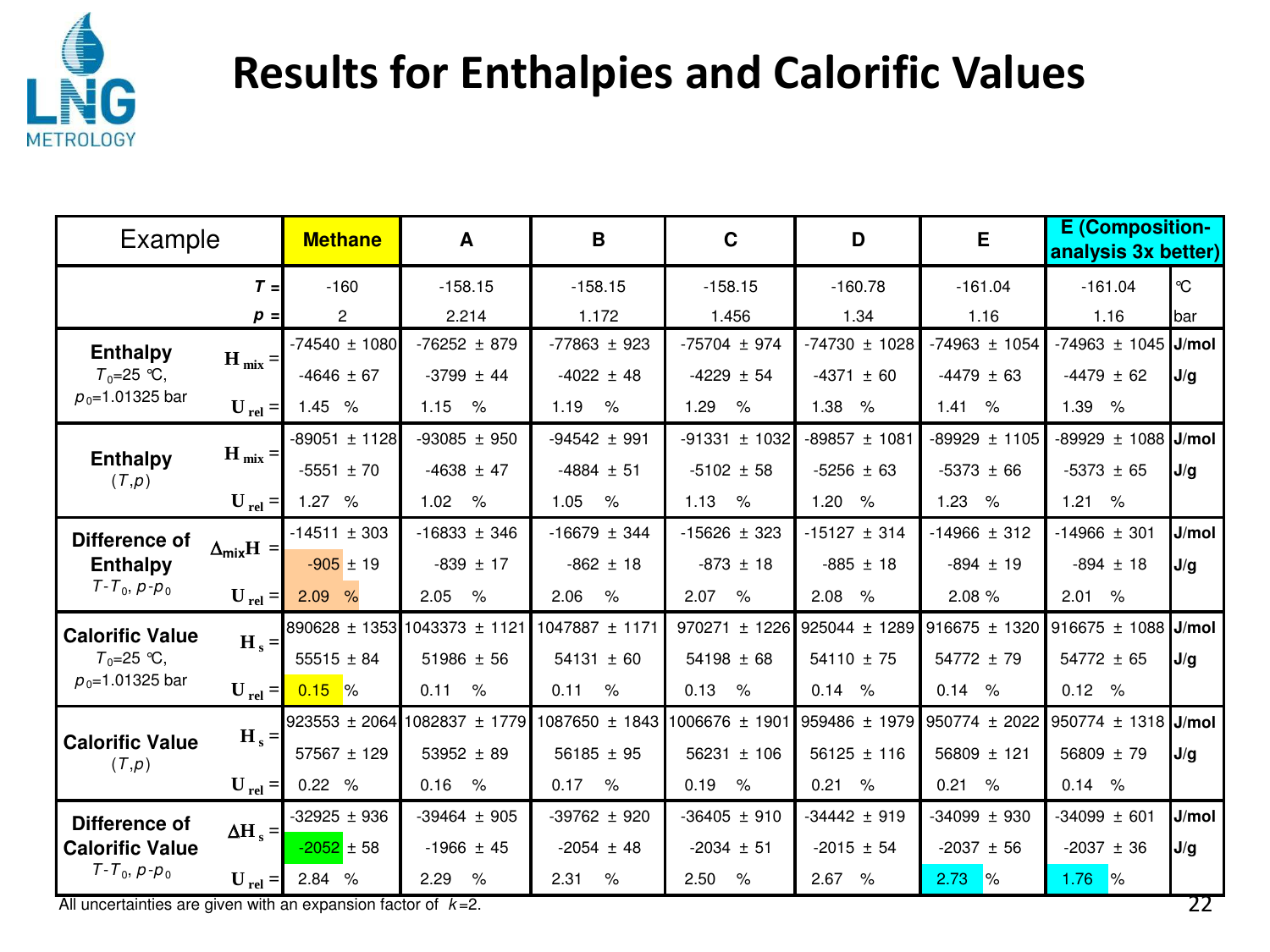# Results for Enthalpies and Calorific Values

| Example | | Methane | A | B | C | D | E | E (Composition-analysis 3x better) | |
|---|---|---|---|---|---|---|---|---|---|
| | $T$ = | -160 | -158.15 | -158.15 | -158.15 | -160.78 | -161.04 | -161.04 | °C |
| | $p$ = | 2 | 2.214 | 1.172 | 1.456 | 1.34 | 1.16 | 1.16 | bar |
| **Enthalpy** $T_0$=25 °C, $p_0$=1.01325 bar | $H_{mix}$ = | -74540 ± 1080 | -76252 ± 879 | -77863 ± 923 | -75704 ± 974 | -74730 ± 1028 | -74963 ± 1054 | -74963 ± 1045 | J/mol |
| | | -4646 ± 67 | -3799 ± 44 | -4022 ± 48 | -4229 ± 54 | -4371 ± 60 | -4479 ± 63 | -4479 ± 62 | J/g |
| | $U_{rel}$ = | 1.45 % | 1.15 % | 1.19 % | 1.29 % | 1.38 % | 1.41 % | 1.39 % | |
| **Enthalpy** ($T$,$p$) | $H_{mix}$ = | -89051 ± 1128 | -93085 ± 950 | -94542 ± 991 | -91331 ± 1032 | -89857 ± 1081 | -89929 ± 1105 | -89929 ± 1088 | J/mol |
| | | -5551 ± 70 | -4638 ± 47 | -4884 ± 51 | -5102 ± 58 | -5256 ± 63 | -5373 ± 66 | -5373 ± 65 | J/g |
| | $U_{rel}$ = | 1.27 % | 1.02 % | 1.05 % | 1.13 % | 1.20 % | 1.23 % | 1.21 % | |
| **Difference of Enthalpy** $T$-$T_0$, $p$-$p_0$ | $\Delta_{mix}H$ = | -14511 ± 303 | -16833 ± 346 | -16679 ± 344 | -15626 ± 323 | -15127 ± 314 | -14966 ± 312 | -14966 ± 301 | J/mol |
| | | -905 ± 19 | -839 ± 17 | -862 ± 18 | -873 ± 18 | -885 ± 18 | -894 ± 19 | -894 ± 18 | J/g |
| | $U_{rel}$ = | 2.09 % | 2.05 % | 2.06 % | 2.07 % | 2.08 % | 2.08 % | 2.01 % | |
| **Calorific Value** $T_0$=25 °C, $p_0$=1.01325 bar | $H_s$ = | 890628 ± 1353 | 1043373 ± 1121 | 1047887 ± 1171 | 970271 ± 1226 | 925044 ± 1289 | 916675 ± 1320 | 916675 ± 1088 | J/mol |
| | | 55515 ± 84 | 51986 ± 56 | 54131 ± 60 | 54198 ± 68 | 54110 ± 75 | 54772 ± 79 | 54772 ± 65 | J/g |
| | $U_{rel}$ = | 0.15 % | 0.11 % | 0.11 % | 0.13 % | 0.14 % | 0.14 % | 0.12 % | |
| **Calorific Value** ($T$,$p$) | $H_s$ = | 923553 ± 2064 | 1082837 ± 1779 | 1087650 ± 1843 | 1006676 ± 1901 | 959486 ± 1979 | 950774 ± 2022 | 950774 ± 1318 | J/mol |
| | | 57567 ± 129 | 53952 ± 89 | 56185 ± 95 | 56231 ± 106 | 56125 ± 116 | 56809 ± 121 | 56809 ± 79 | J/g |
| | $U_{rel}$ = | 0.22 % | 0.16 % | 0.17 % | 0.19 % | 0.21 % | 0.21 % | 0.14 % | |
| **Difference of Calorific Value** $T$-$T_0$, $p$-$p_0$ | $\Delta H_s$ = | -32925 ± 936 | -39464 ± 905 | -39762 ± 920 | -36405 ± 910 | -34442 ± 919 | -34099 ± 930 | -34099 ± 601 | J/mol |
| | | -2052 ± 58 | -1966 ± 45 | -2054 ± 48 | -2034 ± 51 | -2015 ± 54 | -2037 ± 56 | -2037 ± 36 | J/g |
| | $U_{rel}$ = | 2.84 % | 2.29 % | 2.31 % | 2.50 % | 2.67 % | 2.73 % | 1.76 % | |

All uncertainties are given with an expansion factor of $k$=2.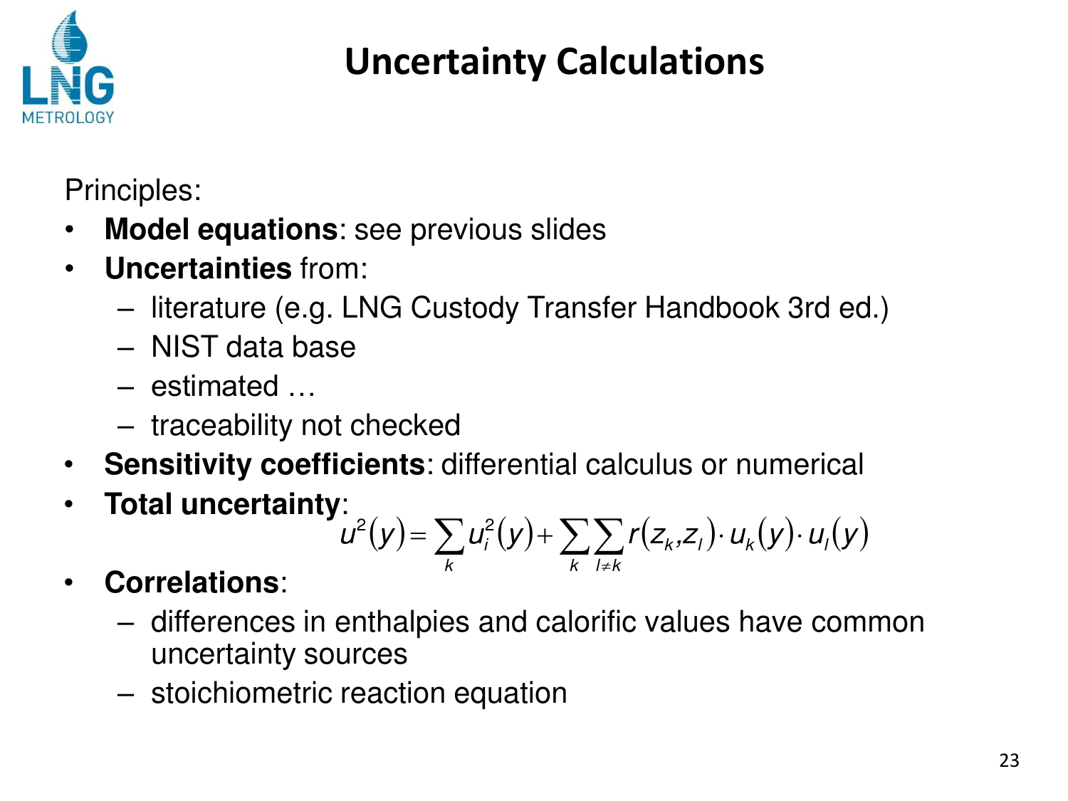# Uncertainty Calculations

Principles:

- **Model equations**: see previous slides
- **Uncertainties** from:
  - literature (e.g. LNG Custody Transfer Handbook 3rd ed.)
  - NIST data base
  - estimated …
  - traceability not checked
- **Sensitivity coefficients**: differential calculus or numerical
- **Total uncertainty**:

$$u^2(y) = \sum_k u_i^2(y) + \sum_k \sum_{l \neq k} r(z_k, z_l) \cdot u_k(y) \cdot u_l(y)$$

- **Correlations**:
  - differences in enthalpies and calorific values have common uncertainty sources
  - stoichiometric reaction equation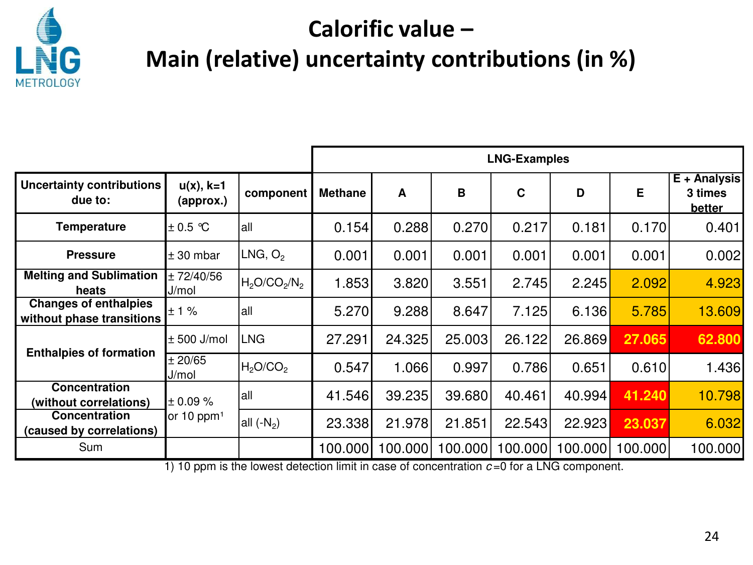# Calorific value –
# Main (relative) uncertainty contributions (in %)

| Uncertainty contributions due to: | u(x), k=1 (approx.) | component | LNG-Examples | | | | | | |
|---|---|---|---|---|---|---|---|---|---|
| | | | Methane | A | B | C | D | E | E + Analysis 3 times better |
| Temperature | ± 0.5 °C | all | 0.154 | 0.288 | 0.270 | 0.217 | 0.181 | 0.170 | 0.401 |
| Pressure | ± 30 mbar | LNG, $O_2$ | 0.001 | 0.001 | 0.001 | 0.001 | 0.001 | 0.001 | 0.002 |
| Melting and Sublimation heats | ± 72/40/56 J/mol | $H_2O/CO_2/N_2$ | 1.853 | 3.820 | 3.551 | 2.745 | 2.245 | 2.092 | 4.923 |
| Changes of enthalpies without phase transitions | ± 1 % | all | 5.270 | 9.288 | 8.647 | 7.125 | 6.136 | 5.785 | 13.609 |
| Enthalpies of formation | ± 500 J/mol | LNG | 27.291 | 24.325 | 25.003 | 26.122 | 26.869 | **27.065** | **62.800** |
| | ± 20/65 J/mol | $H_2O/CO_2$ | 0.547 | 1.066 | 0.997 | 0.786 | 0.651 | 0.610 | 1.436 |
| Concentration (without correlations) | ± 0.09 % or 10 ppm[1] | all | 41.546 | 39.235 | 39.680 | 40.461 | 40.994 | **41.240** | 10.798 |
| Concentration (caused by correlations) | | all (-$N_2$) | 23.338 | 21.978 | 21.851 | 22.543 | 22.923 | **23.037** | 6.032 |
| Sum | | | 100.000 | 100.000 | 100.000 | 100.000 | 100.000 | 100.000 | 100.000 |

1) 10 ppm is the lowest detection limit in case of concentration *c*=0 for a LNG component.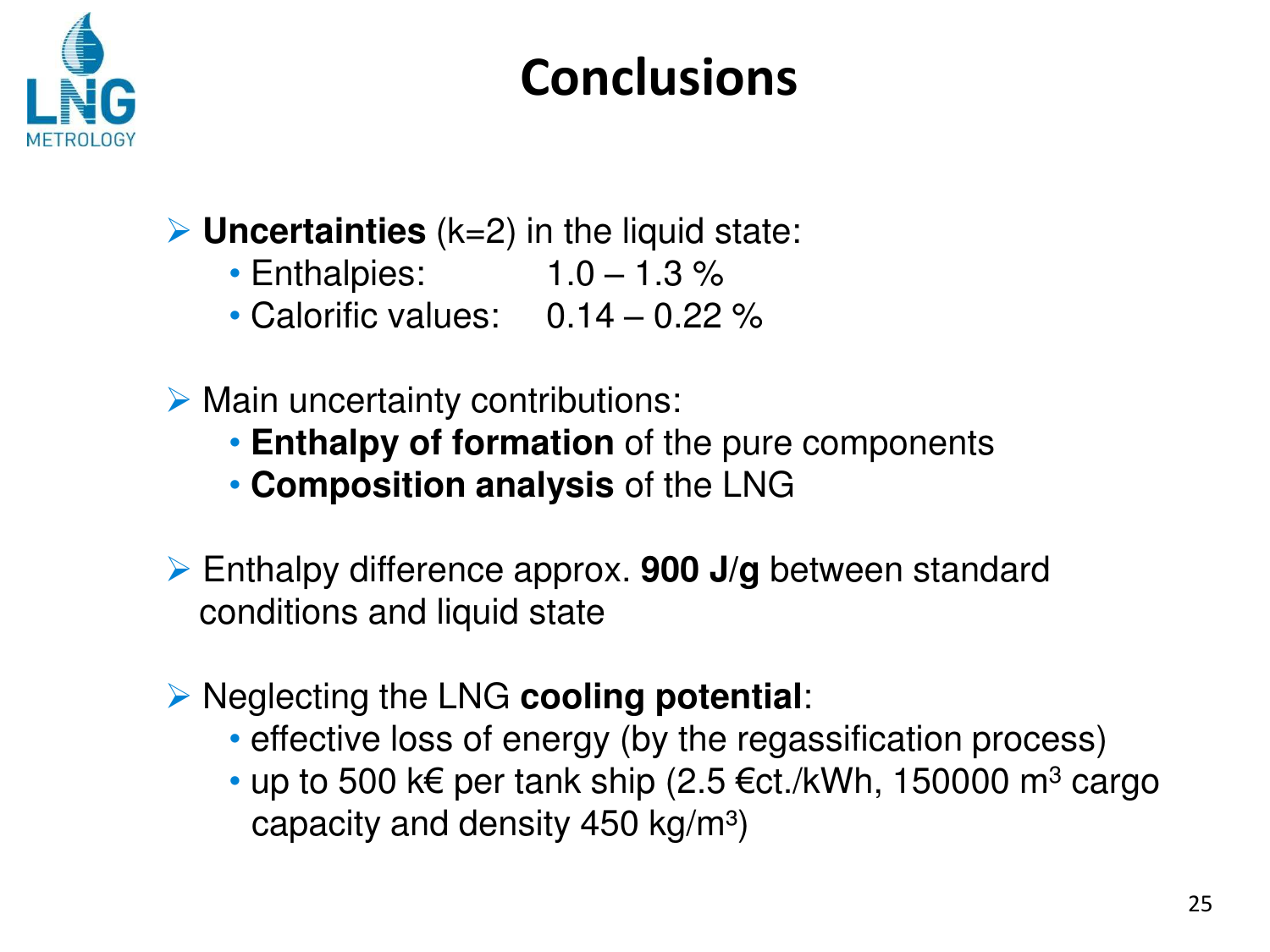# Conclusions

- **Uncertainties** (k=2) in the liquid state:
  - Enthalpies: 1.0 – 1.3 %
  - Calorific values: 0.14 – 0.22 %

- Main uncertainty contributions:
  - **Enthalpy of formation** of the pure components
  - **Composition analysis** of the LNG

- Enthalpy difference approx. **900 J/g** between standard conditions and liquid state

- Neglecting the LNG **cooling potential**:
  - effective loss of energy (by the regassification process)
  - up to 500 k€ per tank ship (2.5 €ct./kWh, 150000 $m^3$ cargo capacity and density 450 $kg/m^3$)